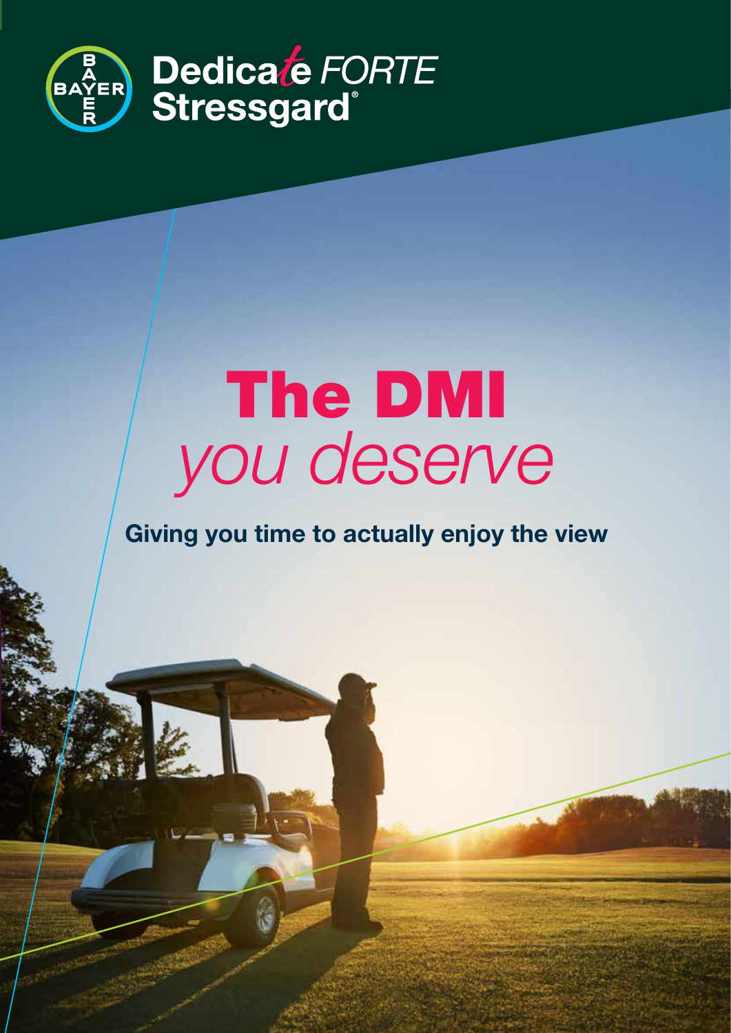BAYER

**Dedicate** *FORTE*
**Stressgard®**

# The DMI *you deserve*

**Giving you time to actually enjoy the view**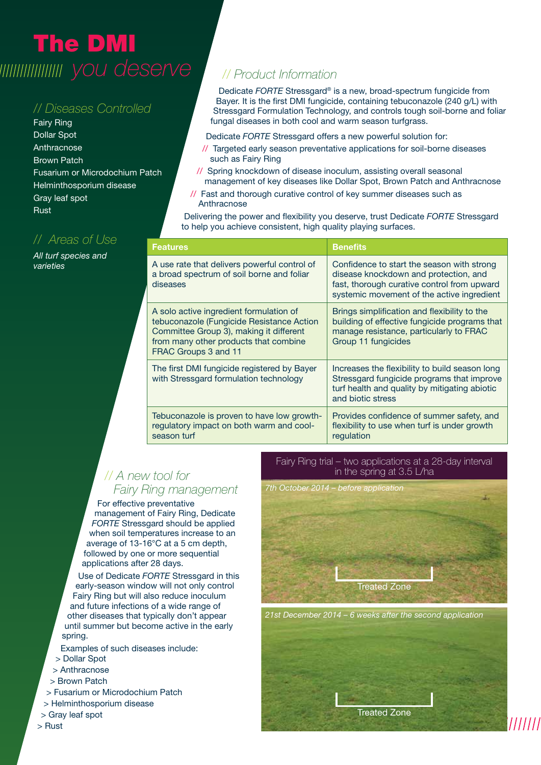# The DMI *you deserve*

## // Diseases Controlled

Fairy Ring
Dollar Spot
Anthracnose
Brown Patch
Fusarium or Microdochium Patch
Helminthosporium disease
Gray leaf spot
Rust

## // Areas of Use

*All turf species and varieties*

## // Product Information

Dedicate *FORTE* Stressgard® is a new, broad-spectrum fungicide from Bayer. It is the first DMI fungicide, containing tebuconazole (240 g/L) with Stressgard Formulation Technology, and controls tough soil-borne and foliar fungal diseases in both cool and warm season turfgrass.

Dedicate *FORTE* Stressgard offers a new powerful solution for:

- // Targeted early season preventative applications for soil-borne diseases such as Fairy Ring
- // Spring knockdown of disease inoculum, assisting overall seasonal management of key diseases like Dollar Spot, Brown Patch and Anthracnose
- // Fast and thorough curative control of key summer diseases such as Anthracnose

Delivering the power and flexibility you deserve, trust Dedicate *FORTE* Stressgard to help you achieve consistent, high quality playing surfaces.

| Features | Benefits |
|---|---|
| A use rate that delivers powerful control of a broad spectrum of soil borne and foliar diseases | Confidence to start the season with strong disease knockdown and protection, and fast, thorough curative control from upward systemic movement of the active ingredient |
| A solo active ingredient formulation of tebuconazole (Fungicide Resistance Action Committee Group 3), making it different from many other products that combine FRAC Groups 3 and 11 | Brings simplification and flexibility to the building of effective fungicide programs that manage resistance, particularly to FRAC Group 11 fungicides |
| The first DMI fungicide registered by Bayer with Stressgard formulation technology | Increases the flexibility to build season long Stressgard fungicide programs that improve turf health and quality by mitigating abiotic and biotic stress |
| Tebuconazole is proven to have low growth-regulatory impact on both warm and cool-season turf | Provides confidence of summer safety, and flexibility to use when turf is under growth regulation |

## // A new tool for Fairy Ring management

For effective preventative management of Fairy Ring, Dedicate *FORTE* Stressgard should be applied when soil temperatures increase to an average of 13-16°C at a 5 cm depth, followed by one or more sequential applications after 28 days.

Use of Dedicate *FORTE* Stressgard in this early-season window will not only control Fairy Ring but will also reduce inoculum and future infections of a wide range of other diseases that typically don't appear until summer but become active in the early spring.

Examples of such diseases include:

> Dollar Spot
> Anthracnose
> Brown Patch
> Fusarium or Microdochium Patch
> Helminthosporium disease
> Gray leaf spot
> Rust

**Fairy Ring trial – two applications at a 28-day interval in the spring at 3.5 L/ha**

*7th October 2014 – before application*

Treated Zone

*21st December 2014 – 6 weeks after the second application*

Treated Zone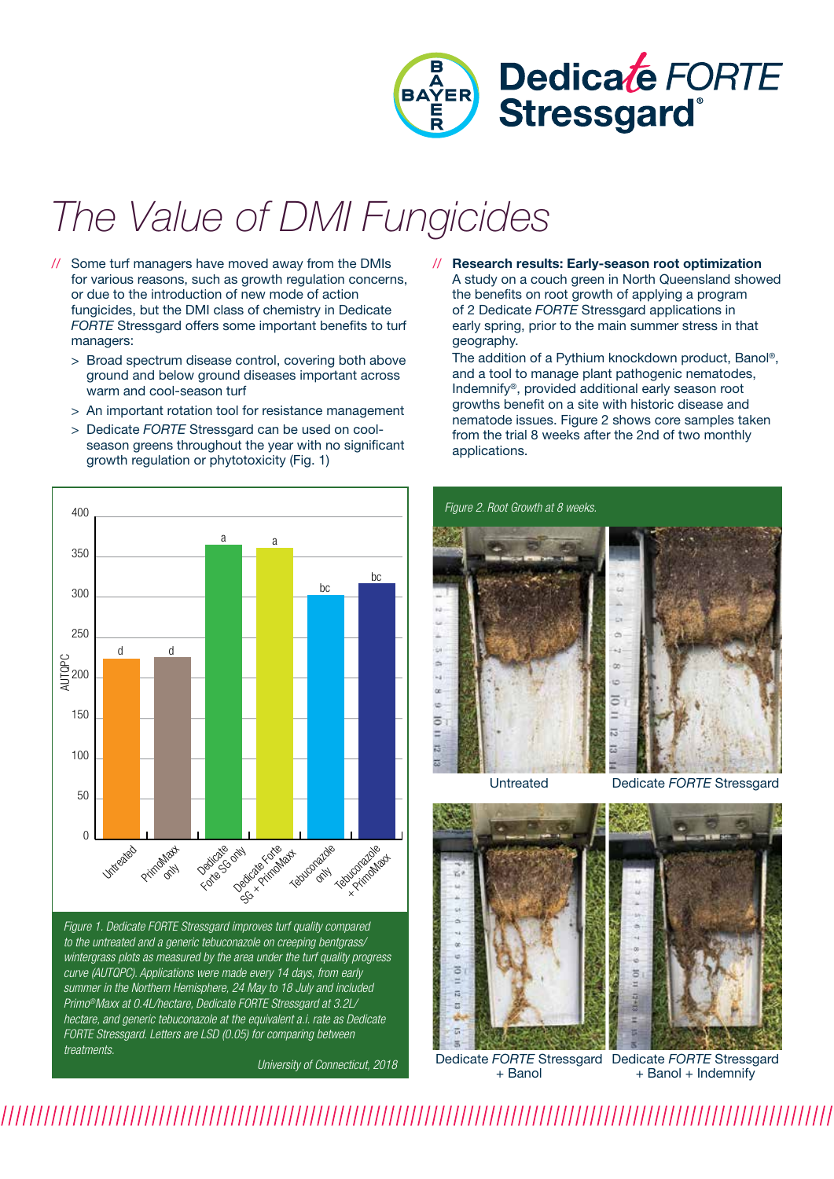# The Value of DMI Fungicides

// Some turf managers have moved away from the DMIs for various reasons, such as growth regulation concerns, or due to the introduction of new mode of action fungicides, but the DMI class of chemistry in Dedicate *FORTE* Stressgard offers some important benefits to turf managers:

> Broad spectrum disease control, covering both above ground and below ground diseases important across warm and cool-season turf

> An important rotation tool for resistance management

> Dedicate *FORTE* Stressgard can be used on cool-season greens throughout the year with no significant growth regulation or phytotoxicity (Fig. 1)

| Treatment | AUTQPC | LSD letter |
|---|---|---|
| Untreated | ~225 | d |
| PrimoMaxx only | ~227 | d |
| Dedicate Forte SG only | ~365 | a |
| Dedicate Forte SG + PrimoMaxx | ~361 | a |
| Tebuconazole only | ~301 | bc |
| Tebuconazole + PrimoMaxx | ~316 | bc |

*Figure 1. Dedicate FORTE Stressgard improves turf quality compared to the untreated and a generic tebuconazole on creeping bentgrass/wintergrass plots as measured by the area under the turf quality progress curve (AUTQPC). Applications were made every 14 days, from early summer in the Northern Hemisphere, 24 May to 18 July and included Primo®Maxx at 0.4L/hectare, Dedicate FORTE Stressgard at 3.2L/hectare, and generic tebuconazole at the equivalent a.i. rate as Dedicate FORTE Stressgard. Letters are LSD (0.05) for comparing between treatments.*

*University of Connecticut, 2018*

// **Research results: Early-season root optimization**
A study on a couch green in North Queensland showed the benefits on root growth of applying a program of 2 Dedicate *FORTE* Stressgard applications in early spring, prior to the main summer stress in that geography.
The addition of a Pythium knockdown product, Banol®, and a tool to manage plant pathogenic nematodes, Indemnify®, provided additional early season root growths benefit on a site with historic disease and nematode issues. Figure 2 shows core samples taken from the trial 8 weeks after the 2nd of two monthly applications.

*Figure 2. Root Growth at 8 weeks.*

Untreated | Dedicate *FORTE* Stressgard

Dedicate *FORTE* Stressgard + Banol | Dedicate *FORTE* Stressgard + Banol + Indemnify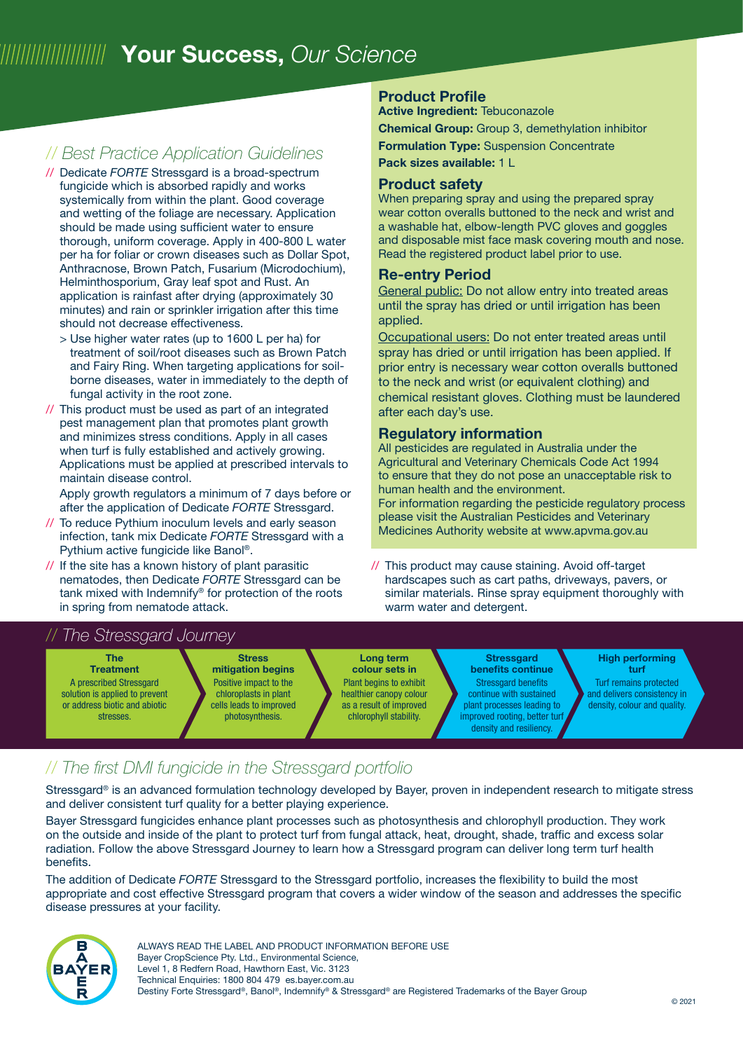# Your Success, *Our Science*

## // *Best Practice Application Guidelines*

// Dedicate *FORTE* Stressgard is a broad-spectrum fungicide which is absorbed rapidly and works systemically from within the plant. Good coverage and wetting of the foliage are necessary. Application should be made using sufficient water to ensure thorough, uniform coverage. Apply in 400-800 L water per ha for foliar or crown diseases such as Dollar Spot, Anthracnose, Brown Patch, Fusarium (Microdochium), Helminthosporium, Gray leaf spot and Rust. An application is rainfast after drying (approximately 30 minutes) and rain or sprinkler irrigation after this time should not decrease effectiveness.

> Use higher water rates (up to 1600 L per ha) for treatment of soil/root diseases such as Brown Patch and Fairy Ring. When targeting applications for soil-borne diseases, water in immediately to the depth of fungal activity in the root zone.

// This product must be used as part of an integrated pest management plan that promotes plant growth and minimizes stress conditions. Apply in all cases when turf is fully established and actively growing. Applications must be applied at prescribed intervals to maintain disease control.

Apply growth regulators a minimum of 7 days before or after the application of Dedicate *FORTE* Stressgard.

// To reduce Pythium inoculum levels and early season infection, tank mix Dedicate *FORTE* Stressgard with a Pythium active fungicide like Banol®.

// If the site has a known history of plant parasitic nematodes, then Dedicate *FORTE* Stressgard can be tank mixed with Indemnify® for protection of the roots in spring from nematode attack.

## Product Profile

**Active Ingredient:** Tebuconazole

**Chemical Group:** Group 3, demethylation inhibitor

**Formulation Type:** Suspension Concentrate

**Pack sizes available:** 1 L

## Product safety

When preparing spray and using the prepared spray wear cotton overalls buttoned to the neck and wrist and a washable hat, elbow-length PVC gloves and goggles and disposable mist face mask covering mouth and nose. Read the registered product label prior to use.

## Re-entry Period

General public: Do not allow entry into treated areas until the spray has dried or until irrigation has been applied.

Occupational users: Do not enter treated areas until spray has dried or until irrigation has been applied. If prior entry is necessary wear cotton overalls buttoned to the neck and wrist (or equivalent clothing) and chemical resistant gloves. Clothing must be laundered after each day's use.

## Regulatory information

All pesticides are regulated in Australia under the Agricultural and Veterinary Chemicals Code Act 1994 to ensure that they do not pose an unacceptable risk to human health and the environment.

For information regarding the pesticide regulatory process please visit the Australian Pesticides and Veterinary Medicines Authority website at www.apvma.gov.au

// This product may cause staining. Avoid off-target hardscapes such as cart paths, driveways, pavers, or similar materials. Rinse spray equipment thoroughly with warm water and detergent.

## // *The Stressgard Journey*

**The Treatment**
A prescribed Stressgard solution is applied to prevent or address biotic and abiotic stresses.

**Stress mitigation begins**
Positive impact to the chloroplasts in plant cells leads to improved photosynthesis.

**Long term colour sets in**
Plant begins to exhibit healthier canopy colour as a result of improved chlorophyll stability.

**Stressgard benefits continue**
Stressgard benefits continue with sustained plant processes leading to improved rooting, better turf density and resiliency.

**High performing turf**
Turf remains protected and delivers consistency in density, colour and quality.

## // *The first DMI fungicide in the Stressgard portfolio*

Stressgard® is an advanced formulation technology developed by Bayer, proven in independent research to mitigate stress and deliver consistent turf quality for a better playing experience.

Bayer Stressgard fungicides enhance plant processes such as photosynthesis and chlorophyll production. They work on the outside and inside of the plant to protect turf from fungal attack, heat, drought, shade, traffic and excess solar radiation. Follow the above Stressgard Journey to learn how a Stressgard program can deliver long term turf health benefits.

The addition of Dedicate *FORTE* Stressgard to the Stressgard portfolio, increases the flexibility to build the most appropriate and cost effective Stressgard program that covers a wider window of the season and addresses the specific disease pressures at your facility.

ALWAYS READ THE LABEL AND PRODUCT INFORMATION BEFORE USE
Bayer CropScience Pty. Ltd., Environmental Science,
Level 1, 8 Redfern Road, Hawthorn East, Vic. 3123
Technical Enquiries: 1800 804 479 es.bayer.com.au
Destiny Forte Stressgard®, Banol®, Indemnify® & Stressgard® are Registered Trademarks of the Bayer Group

© 2021